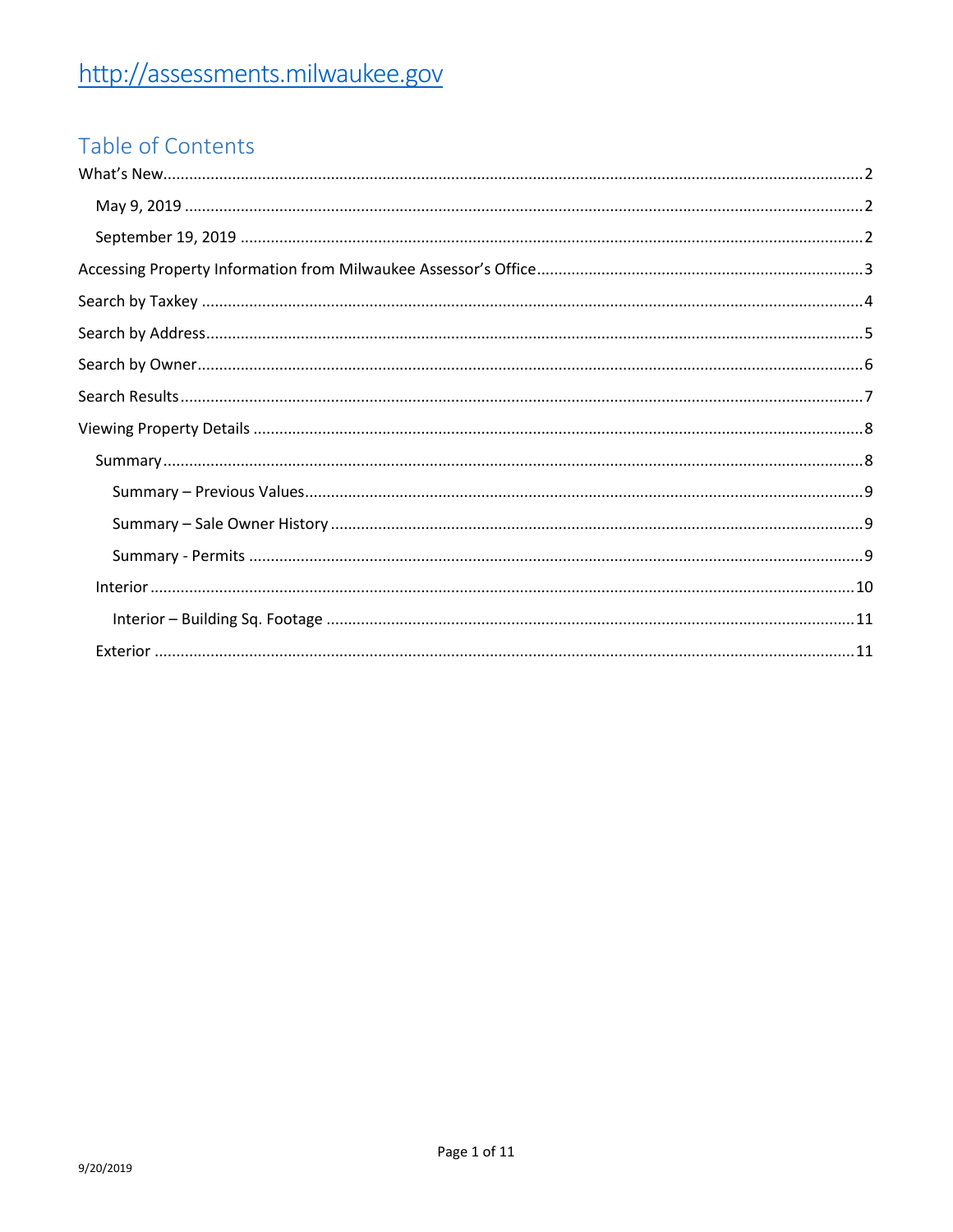# http://assessments.milwaukee.gov

## Table of Contents

What's New ........ 2
- May 9, 2019 ........ 2
- September 19, 2019 ........ 2

Accessing Property Information from Milwaukee Assessor's Office ........ 3

Search by Taxkey ........ 4

Search by Address ........ 5

Search by Owner ........ 6

Search Results ........ 7

Viewing Property Details ........ 8
- Summary ........ 8
  - Summary – Previous Values ........ 9
  - Summary – Sale Owner History ........ 9
  - Summary - Permits ........ 9
- Interior ........ 10
  - Interior – Building Sq. Footage ........ 11
- Exterior ........ 11

9/20/2019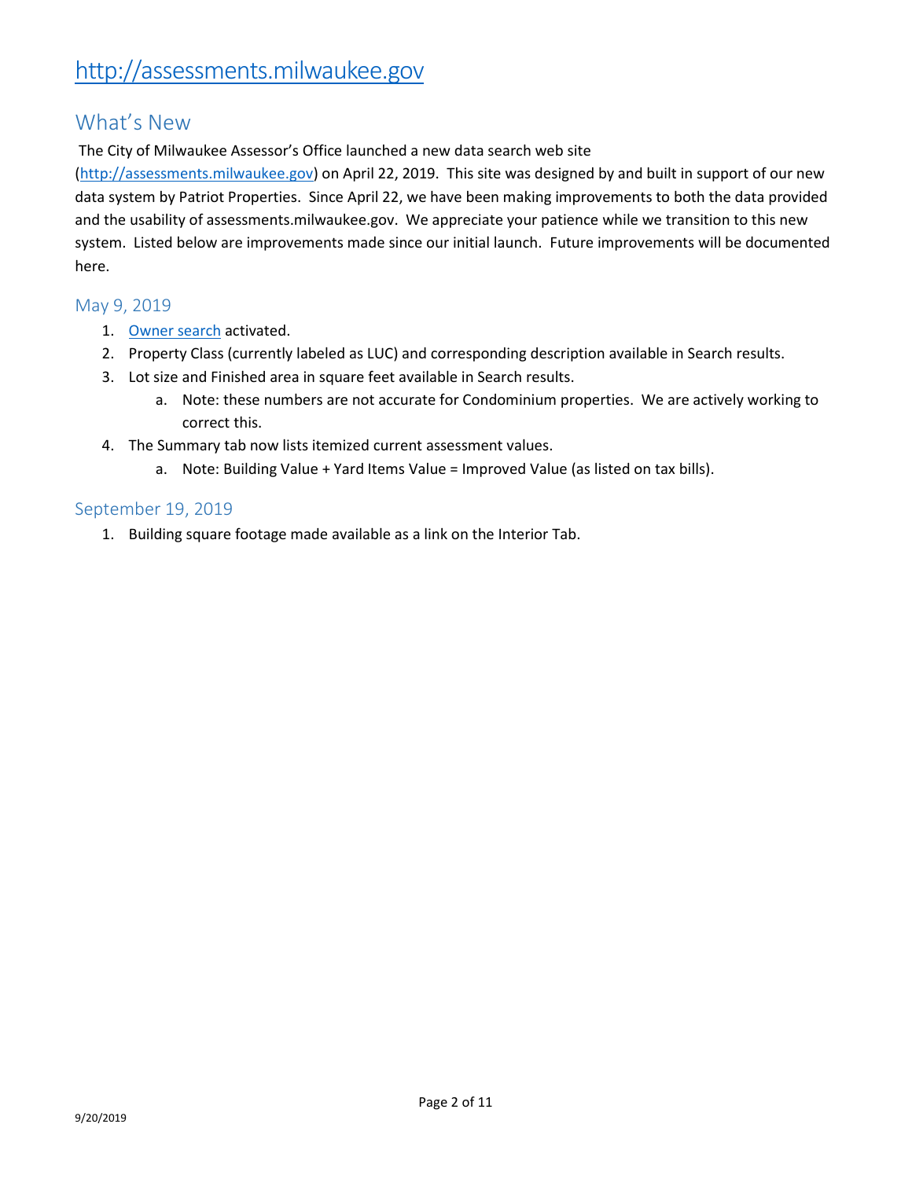# [http://assessments.milwaukee.gov](http://assessments.milwaukee.gov)

## What's New

The City of Milwaukee Assessor's Office launched a new data search web site ([http://assessments.milwaukee.gov](http://assessments.milwaukee.gov)) on April 22, 2019. This site was designed by and built in support of our new data system by Patriot Properties. Since April 22, we have been making improvements to both the data provided and the usability of assessments.milwaukee.gov. We appreciate your patience while we transition to this new system. Listed below are improvements made since our initial launch. Future improvements will be documented here.

### May 9, 2019

1. Owner search activated.
2. Property Class (currently labeled as LUC) and corresponding description available in Search results.
3. Lot size and Finished area in square feet available in Search results.
   a. Note: these numbers are not accurate for Condominium properties. We are actively working to correct this.
4. The Summary tab now lists itemized current assessment values.
   a. Note: Building Value + Yard Items Value = Improved Value (as listed on tax bills).

### September 19, 2019

1. Building square footage made available as a link on the Interior Tab.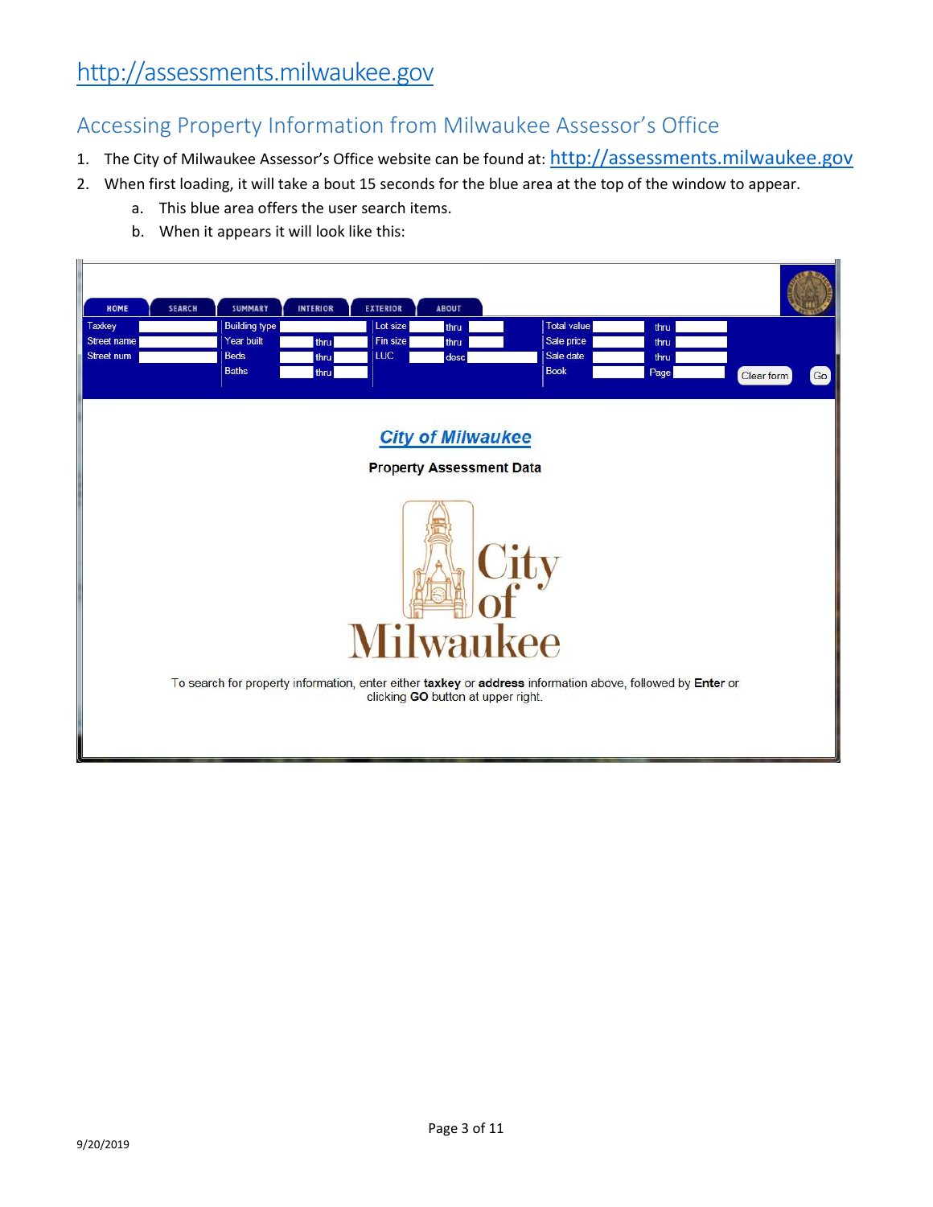http://assessments.milwaukee.gov

## Accessing Property Information from Milwaukee Assessor's Office

1. The City of Milwaukee Assessor's Office website can be found at: http://assessments.milwaukee.gov
2. When first loading, it will take a bout 15 seconds for the blue area at the top of the window to appear.
    a. This blue area offers the user search items.
    b. When it appears it will look like this:

HOME SEARCH SUMMARY INTERIOR EXTERIOR ABOUT

Taxkey
Street name
Street num
Building type
Year built thru
Beds thru
Baths thru
Lot size thru
Fin size thru
LUC desc
Total value thru
Sale price thru
Sale date thru
Book Page
Clear form Go

**City of Milwaukee**

**Property Assessment Data**

City of Milwaukee

To search for property information, enter either **taxkey** or **address** information above, followed by **Enter** or clicking **GO** button at upper right.

9/20/2019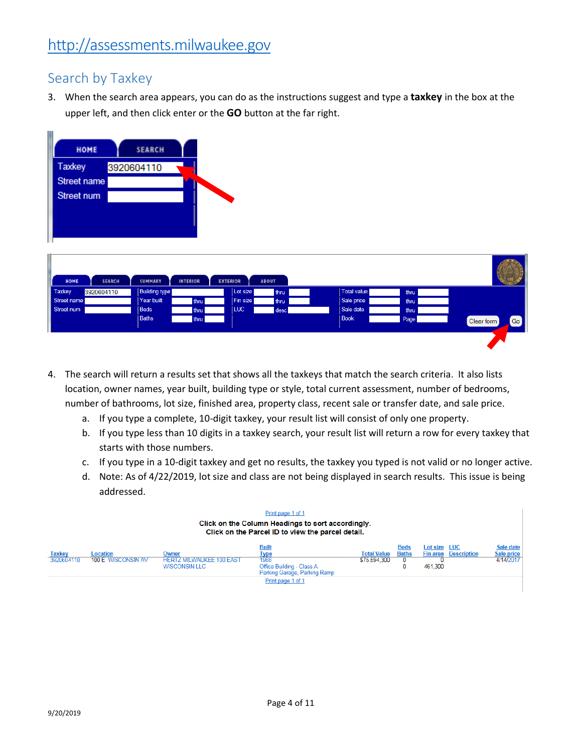[http://assessments.milwaukee.gov](http://assessments.milwaukee.gov)

## Search by Taxkey

3. When the search area appears, you can do as the instructions suggest and type a **taxkey** in the box at the upper left, and then click enter or the **GO** button at the far right.

4. The search will return a results set that shows all the taxkeys that match the search criteria. It also lists location, owner names, year built, building type or style, total current assessment, number of bedrooms, number of bathrooms, lot size, finished area, property class, recent sale or transfer date, and sale price.
   a. If you type a complete, 10-digit taxkey, your result list will consist of only one property.
   b. If you type less than 10 digits in a taxkey search, your result list will return a row for every taxkey that starts with those numbers.
   c. If you type in a 10-digit taxkey and get no results, the taxkey you typed is not valid or no longer active.
   d. Note: As of 4/22/2019, lot size and class are not being displayed in search results. This issue is being addressed.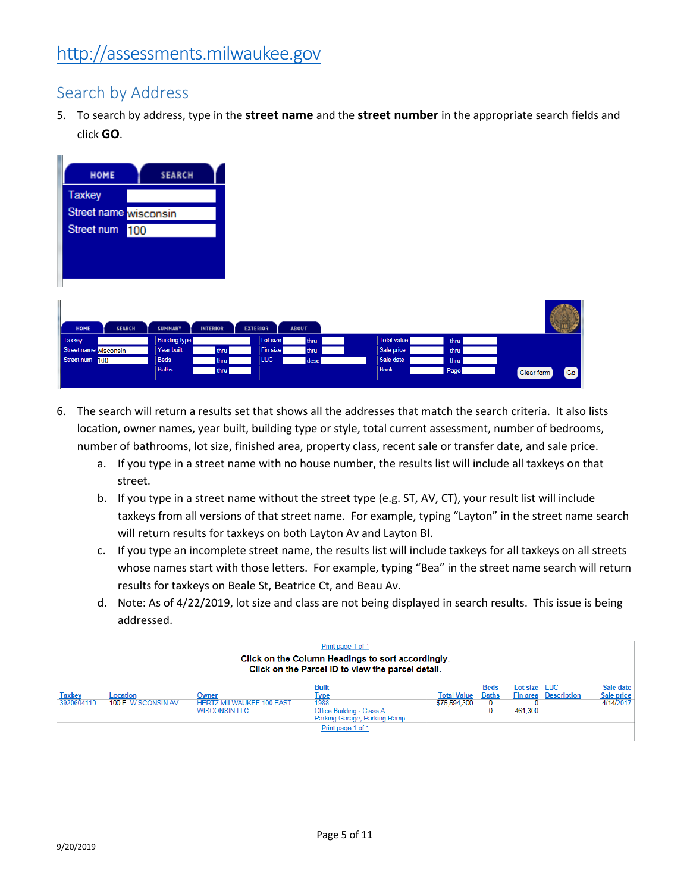# http://assessments.milwaukee.gov

## Search by Address

5. To search by address, type in the **street name** and the **street number** in the appropriate search fields and click **GO**.

HOME SEARCH

Taxkey
Street name wisconsin
Street num 100

HOME SEARCH SUMMARY INTERIOR EXTERIOR ABOUT

Taxkey
Street name wisconsin
Street num 100
Building type
Year built thru
Beds thru
Baths thru
Lot size thru
Fin size thru
LUC desc
Total value thru
Sale price thru
Sale date thru
Book Page
Clear form Go

6. The search will return a results set that shows all the addresses that match the search criteria. It also lists location, owner names, year built, building type or style, total current assessment, number of bedrooms, number of bathrooms, lot size, finished area, property class, recent sale or transfer date, and sale price.
   a. If you type in a street name with no house number, the results list will include all taxkeys on that street.
   b. If you type in a street name without the street type (e.g. ST, AV, CT), your result list will include taxkeys from all versions of that street name. For example, typing "Layton" in the street name search will return results for taxkeys on both Layton Av and Layton Bl.
   c. If you type an incomplete street name, the results list will include taxkeys for all taxkeys on all streets whose names start with those letters. For example, typing "Bea" in the street name search will return results for taxkeys on Beale St, Beatrice Ct, and Beau Av.
   d. Note: As of 4/22/2019, lot size and class are not being displayed in search results. This issue is being addressed.

Print page 1 of 1

Click on the Column Headings to sort accordingly.
Click on the Parcel ID to view the parcel detail.

| Taxkey | Location | Owner | Built Type | Total Value | Beds Baths | Lot size Fin area | LUC Description | Sale date Sale price |
|---|---|---|---|---|---|---|---|---|
| 3920604110 | 100 E WISCONSIN AV | HERTZ MILWAUKEE 100 EAST WISCONSIN LLC | 1988 Office Building - Class A Parking Garage, Parking Ramp | $75,594,300 | 0 0 | 0 461,300 | | 4/14/2017 |

Print page 1 of 1

9/20/2019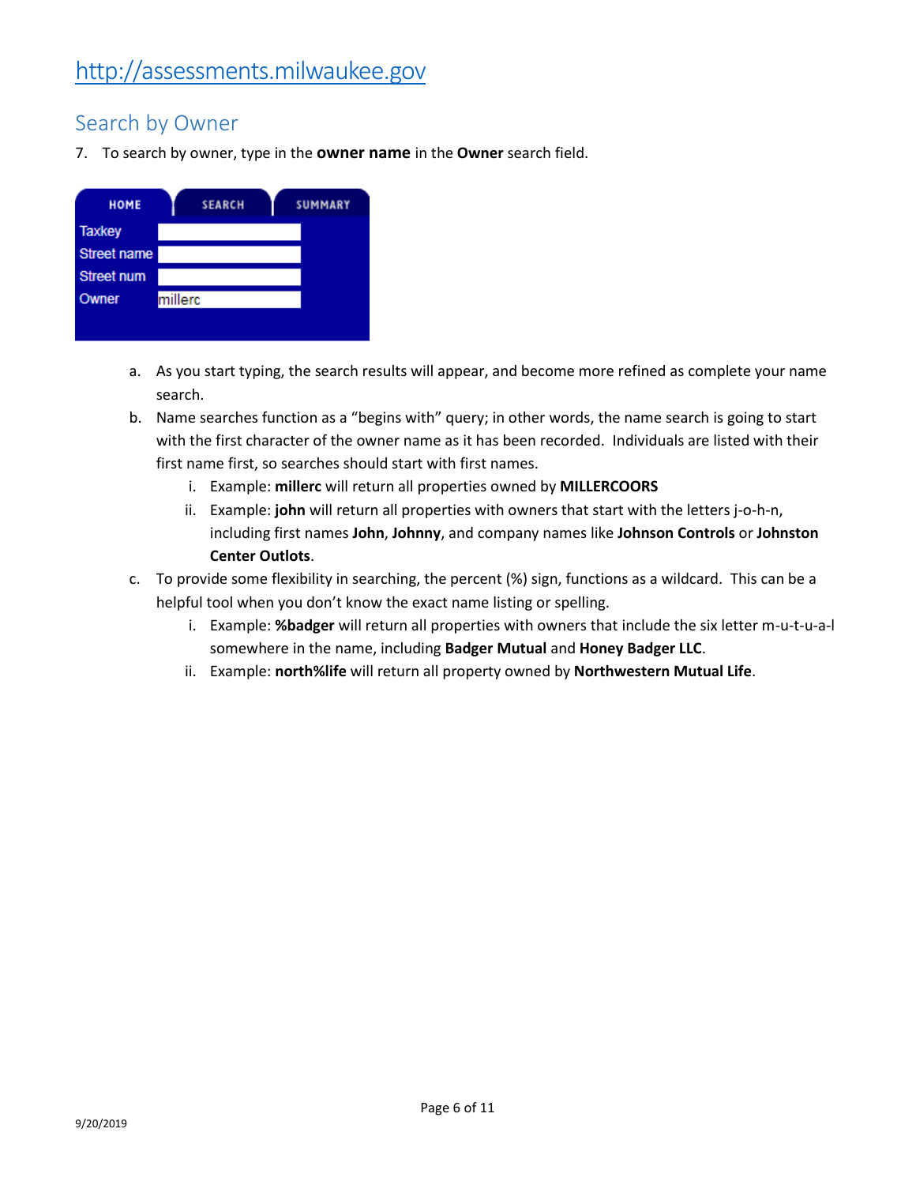# http://assessments.milwaukee.gov

## Search by Owner

7. To search by owner, type in the **owner name** in the **Owner** search field.

HOME SEARCH SUMMARY

Taxkey
Street name
Street num
Owner millerc

   a. As you start typing, the search results will appear, and become more refined as complete your name search.
   b. Name searches function as a "begins with" query; in other words, the name search is going to start with the first character of the owner name as it has been recorded. Individuals are listed with their first name first, so searches should start with first names.
      i. Example: **millerc** will return all properties owned by **MILLERCOORS**
      ii. Example: **john** will return all properties with owners that start with the letters j-o-h-n, including first names **John**, **Johnny**, and company names like **Johnson Controls** or **Johnston Center Outlots**.
   c. To provide some flexibility in searching, the percent (%) sign, functions as a wildcard. This can be a helpful tool when you don't know the exact name listing or spelling.
      i. Example: **%badger** will return all properties with owners that include the six letter m-u-t-u-a-l somewhere in the name, including **Badger Mutual** and **Honey Badger LLC**.
      ii. Example: **north%life** will return all property owned by **Northwestern Mutual Life**.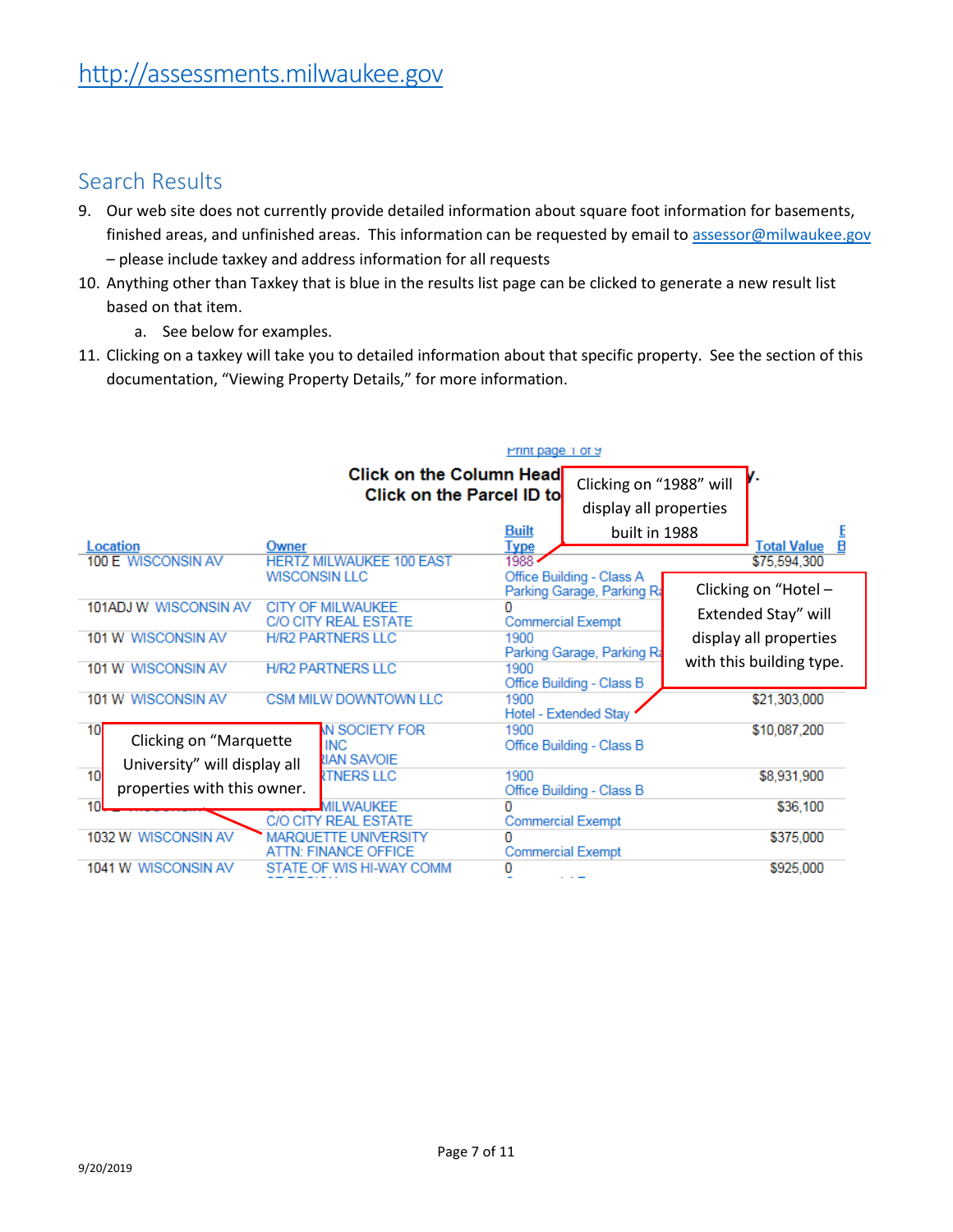http://assessments.milwaukee.gov

## Search Results

9. Our web site does not currently provide detailed information about square foot information for basements, finished areas, and unfinished areas. This information can be requested by email to assessor@milwaukee.gov – please include taxkey and address information for all requests
10. Anything other than Taxkey that is blue in the results list page can be clicked to generate a new result list based on that item.
    a. See below for examples.
11. Clicking on a taxkey will take you to detailed information about that specific property. See the section of this documentation, "Viewing Property Details," for more information.

Print page 1 of 9

**Click on the Column Head... y.**
**Click on the Parcel ID to...**

Clicking on "1988" will display all properties built in 1988

Clicking on "Hotel – Extended Stay" will display all properties with this building type.

Clicking on "Marquette University" will display all properties with this owner.

| Location | Owner | Built / Type | Total Value |
|---|---|---|---|
| 100 E WISCONSIN AV | HERTZ MILWAUKEE 100 EAST WISCONSIN LLC | 1988 Office Building - Class A Parking Garage, Parking Ra | $75,594,300 |
| 101ADJ W WISCONSIN AV | CITY OF MILWAUKEE C/O CITY REAL ESTATE | 0 Commercial Exempt | |
| 101 W WISCONSIN AV | H/R2 PARTNERS LLC | 1900 Parking Garage, Parking Ra | |
| 101 W WISCONSIN AV | H/R2 PARTNERS LLC | 1900 Office Building - Class B | |
| 101 W WISCONSIN AV | CSM MILW DOWNTOWN LLC | 1900 Hotel - Extended Stay | $21,303,000 |
| 10... | ...N SOCIETY FOR ... INC ...IAN SAVOIE | 1900 Office Building - Class B | $10,087,200 |
| 10... | ...RTNERS LLC | 1900 Office Building - Class B | $8,931,900 |
| 10... | ...MILWAUKEE C/O CITY REAL ESTATE | 0 Commercial Exempt | $36,100 |
| 1032 W WISCONSIN AV | MARQUETTE UNIVERSITY ATTN: FINANCE OFFICE | 0 Commercial Exempt | $375,000 |
| 1041 W WISCONSIN AV | STATE OF WIS HI-WAY COMM | 0 | $925,000 |

9/20/2019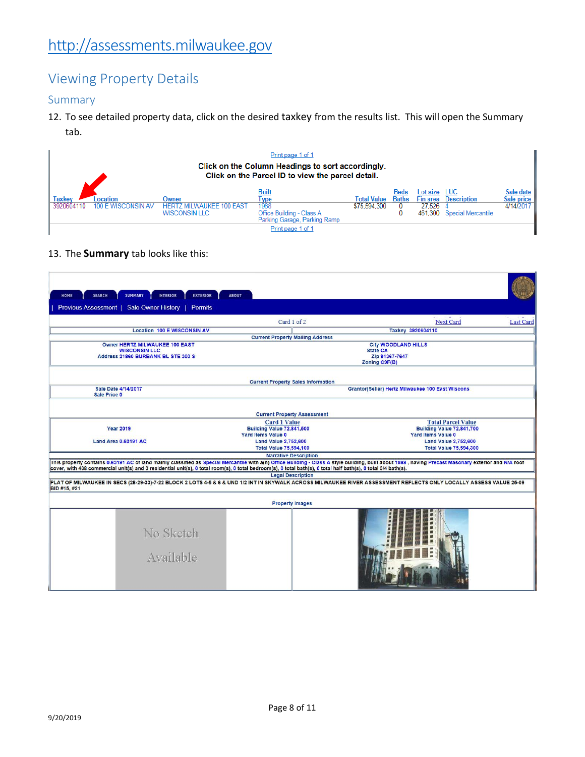# http://assessments.milwaukee.gov

## Viewing Property Details

### Summary

12. To see detailed property data, click on the desired taxkey from the results list. This will open the Summary tab.

Print page 1 of 1

**Click on the Column Headings to sort accordingly.**
**Click on the Parcel ID to view the parcel detail.**

| Taxkey | Location | Owner | Built / Type | Total Value | Beds / Baths | Lot size / Fin area | LUC / Description | Sale date / Sale price |
|---|---|---|---|---|---|---|---|---|
| 3920604110 | 100 E WISCONSIN AV | HERTZ MILWAUKEE 100 EAST WISCONSIN LLC | 1988 / Office Building - Class A / Parking Garage, Parking Ramp | $75,594,300 | 0 / 0 | 27,526 / 461,300 | 4 / Special Mercantile | 4/14/2017 |

Print page 1 of 1

13. The **Summary** tab looks like this:

HOME | SEARCH | SUMMARY | INTERIOR | EXTERIOR | ABOUT

| Previous Assessment | Sale Owner History | Permits

Card 1 of 2 — Next Card — Last Card

Location 100 E WISCONSIN AV — Taxkey 3920604110

**Current Property Mailing Address**

| | |
|---|---|
| Owner HERTZ MILWAUKEE 100 EAST WISCONSIN LLC | City WOODLAND HILLS |
| Address 21860 BURBANK BL STE 300 S | State CA |
| | Zip 91367-7647 |
| | Zoning C9F(B) |

**Current Property Sales Information**

| | |
|---|---|
| Sale Date 4/14/2017 | Grantor(Seller) Hertz Milwaukee 100 East Wiscons |
| Sale Price 0 | |

**Current Property Assessment**

| | Card 1 Value | Total Parcel Value |
|---|---|---|
| Year 2019 | Building Value 72,841,500 | Building Value 72,841,700 |
| | Yard Items Value 0 | Yard Items Value 0 |
| Land Area 0.63191 AC | Land Value 2,752,600 | Land Value 2,752,600 |
| | Total Value 75,594,100 | Total Value 75,594,300 |

**Narrative Description**

This property contains 0.63191 AC of land mainly classified as Special Mercantile with a(n) Office Building - Class A style building, built about 1988 , having Precast Masonary exterior and N/A roof cover, with 438 commercial unit(s) and 0 residential unit(s), 0 total room(s), 0 total bedroom(s), 0 total bath(s), 0 total half bath(s), 0 total 3/4 bath(s).

**Legal Description**

PLAT OF MILWAUKEE IN SECS (28-29-33)-7-22 BLOCK 2 LOTS 4-5 & 6 & UND 1/2 INT IN SKYWALK ACROSS MILWAUKEE RIVER ASSESSMENT REFLECTS ONLY LOCALLY ASSESS VALUE 25-09 BID #15, #21

**Property Images**

No Sketch Available

9/20/2019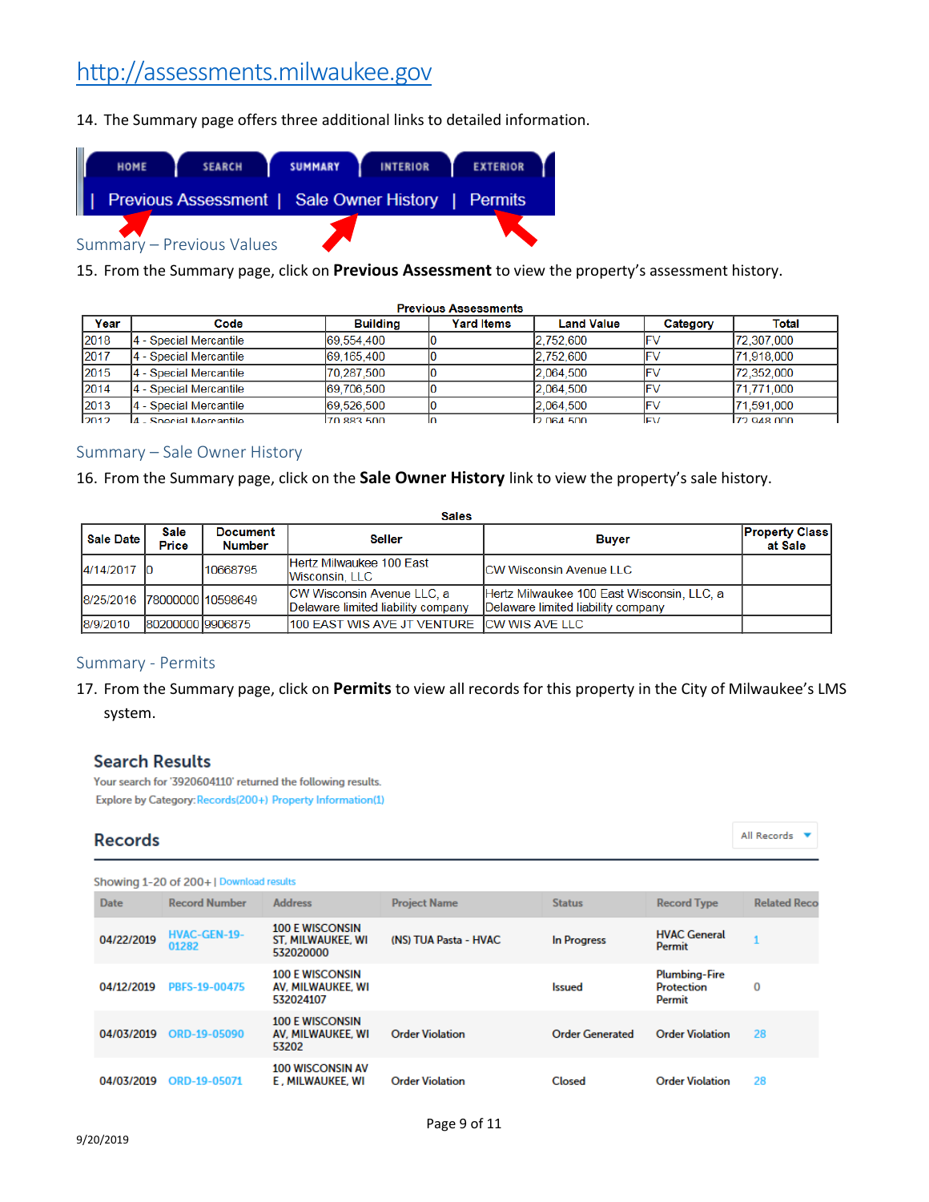http://assessments.milwaukee.gov

14. The Summary page offers three additional links to detailed information.

HOME | SEARCH | SUMMARY | INTERIOR | EXTERIOR

| Previous Assessment | Sale Owner History | Permits

## Summary – Previous Values

15. From the Summary page, click on **Previous Assessment** to view the property's assessment history.

Previous Assessments

| Year | Code | Building | Yard Items | Land Value | Category | Total |
|---|---|---|---|---|---|---|
| 2018 | 4 - Special Mercantile | 69,554,400 | 0 | 2,752,600 | FV | 72,307,000 |
| 2017 | 4 - Special Mercantile | 69,165,400 | 0 | 2,752,600 | FV | 71,918,000 |
| 2015 | 4 - Special Mercantile | 70,287,500 | 0 | 2,064,500 | FV | 72,352,000 |
| 2014 | 4 - Special Mercantile | 69,706,500 | 0 | 2,064,500 | FV | 71,771,000 |
| 2013 | 4 - Special Mercantile | 69,526,500 | 0 | 2,064,500 | FV | 71,591,000 |
| 2012 | 4 - Special Mercantile | 70,883,500 | 0 | 2,064,500 | FV | 72,948,000 |

## Summary – Sale Owner History

16. From the Summary page, click on the **Sale Owner History** link to view the property's sale history.

Sales

| Sale Date | Sale Price | Document Number | Seller | Buyer | Property Class at Sale |
|---|---|---|---|---|---|
| 4/14/2017 | 0 | 10668795 | Hertz Milwaukee 100 East Wisconsin, LLC | CW Wisconsin Avenue LLC | |
| 8/25/2016 | 78000000 | 10598649 | CW Wisconsin Avenue LLC, a Delaware limited liability company | Hertz Milwaukee 100 East Wisconsin, LLC, a Delaware limited liability company | |
| 8/9/2010 | 80200000 | 9906875 | 100 EAST WIS AVE JT VENTURE | CW WIS AVE LLC | |

## Summary - Permits

17. From the Summary page, click on **Permits** to view all records for this property in the City of Milwaukee's LMS system.

### Search Results

Your search for '3920604110' returned the following results.
Explore by Category: Records(200+) Property Information(1)

### Records

All Records

Showing 1-20 of 200+ | Download results

| Date | Record Number | Address | Project Name | Status | Record Type | Related Reco |
|---|---|---|---|---|---|---|
| 04/22/2019 | HVAC-GEN-19-01282 | 100 E WISCONSIN ST, MILWAUKEE, WI 532020000 | (NS) TUA Pasta - HVAC | In Progress | HVAC General Permit | 1 |
| 04/12/2019 | PBFS-19-00475 | 100 E WISCONSIN AV, MILWAUKEE, WI 532024107 | | Issued | Plumbing-Fire Protection Permit | 0 |
| 04/03/2019 | ORD-19-05090 | 100 E WISCONSIN AV, MILWAUKEE, WI 53202 | Order Violation | Order Generated | Order Violation | 28 |
| 04/03/2019 | ORD-19-05071 | 100 WISCONSIN AV E , MILWAUKEE, WI | Order Violation | Closed | Order Violation | 28 |

9/20/2019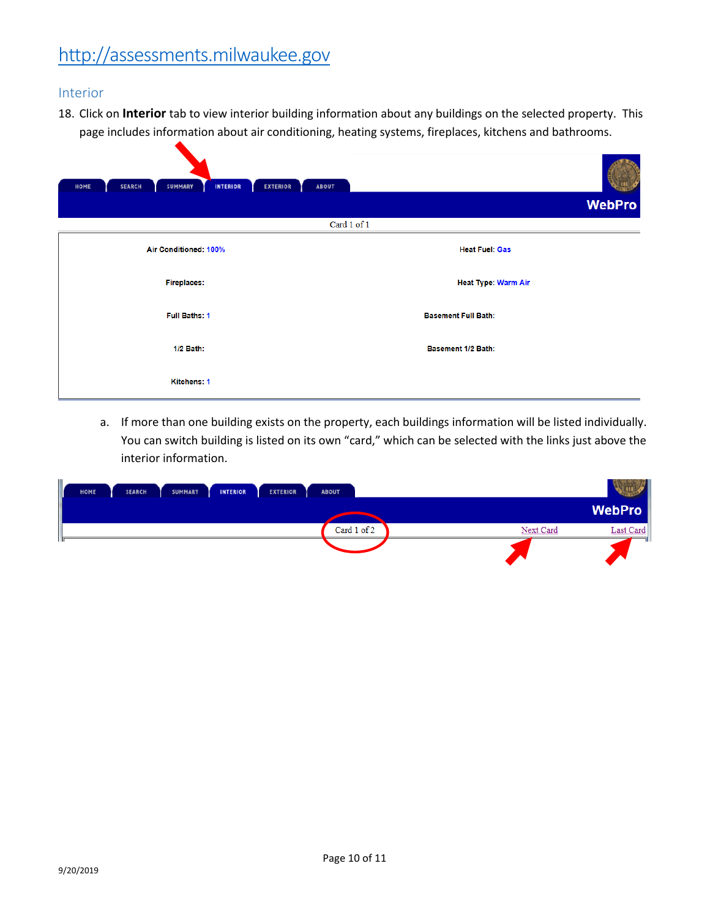# http://assessments.milwaukee.gov

## Interior

18. Click on **Interior** tab to view interior building information about any buildings on the selected property. This page includes information about air conditioning, heating systems, fireplaces, kitchens and bathrooms.

HOME SEARCH SUMMARY INTERIOR EXTERIOR ABOUT

WebPro

Card 1 of 1

| | |
|---|---|
| Air Conditioned: 100% | Heat Fuel: Gas |
| Fireplaces: | Heat Type: Warm Air |
| Full Baths: 1 | Basement Full Bath: |
| 1/2 Bath: | Basement 1/2 Bath: |
| Kitchens: 1 | |

   a. If more than one building exists on the property, each buildings information will be listed individually. You can switch building is listed on its own "card," which can be selected with the links just above the interior information.

HOME SEARCH SUMMARY INTERIOR EXTERIOR ABOUT

WebPro

Card 1 of 2 Next Card Last Card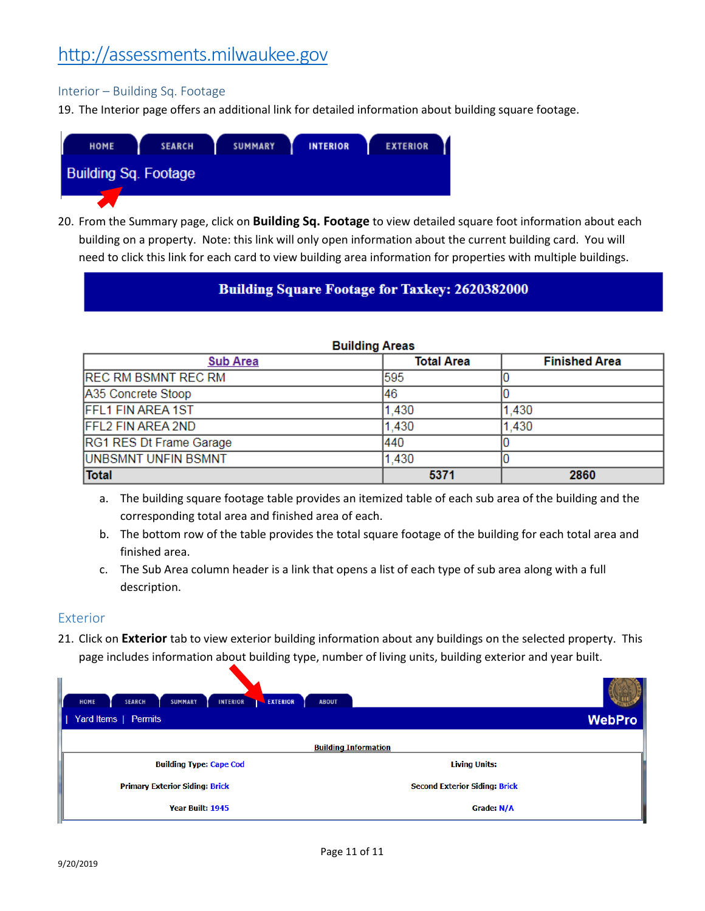http://assessments.milwaukee.gov

### Interior – Building Sq. Footage

19. The Interior page offers an additional link for detailed information about building square footage.

HOME | SEARCH | SUMMARY | INTERIOR | EXTERIOR

Building Sq. Footage

20. From the Summary page, click on **Building Sq. Footage** to view detailed square foot information about each building on a property. Note: this link will only open information about the current building card. You will need to click this link for each card to view building area information for properties with multiple buildings.

**Building Square Footage for Taxkey: 2620382000**

**Building Areas**

| Sub Area | Total Area | Finished Area |
|---|---|---|
| REC RM BSMNT REC RM | 595 | 0 |
| A35 Concrete Stoop | 46 | 0 |
| FFL1 FIN AREA 1ST | 1,430 | 1,430 |
| FFL2 FIN AREA 2ND | 1,430 | 1,430 |
| RG1 RES Dt Frame Garage | 440 | 0 |
| UNBSMNT UNFIN BSMNT | 1,430 | 0 |
| **Total** | **5371** | **2860** |

a. The building square footage table provides an itemized table of each sub area of the building and the corresponding total area and finished area of each.
b. The bottom row of the table provides the total square footage of the building for each total area and finished area.
c. The Sub Area column header is a link that opens a list of each type of sub area along with a full description.

### Exterior

21. Click on **Exterior** tab to view exterior building information about any buildings on the selected property. This page includes information about building type, number of living units, building exterior and year built.

HOME | SEARCH | SUMMARY | INTERIOR | EXTERIOR | ABOUT

| Yard Items | Permits

WebPro

Building Information

| | |
|---|---|
| **Building Type:** Cape Cod | **Living Units:** |
| **Primary Exterior Siding:** Brick | **Second Exterior Siding:** Brick |
| **Year Built:** 1945 | **Grade:** N/A |

9/20/2019